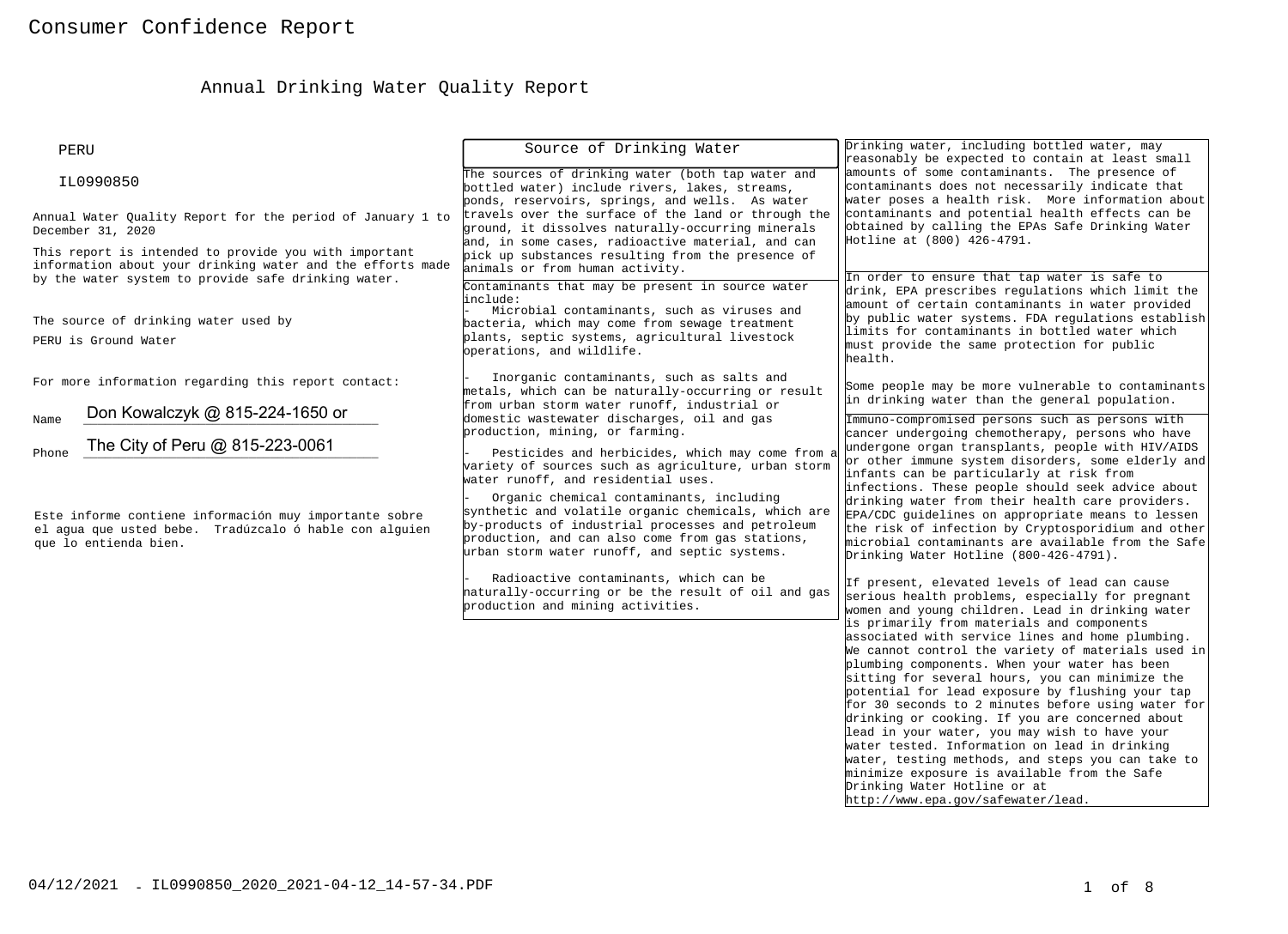# Consumer Confidence Report

## Annual Drinking Water Quality Report

PERU

IL0990850

Annual Water Quality Report for the period of January 1 to December 31, 2020

This report is intended to provide you with important information about your drinking water and the efforts made by the water system to provide safe drinking water.

The source of drinking water used by PERU is Ground Water

For more information regarding this report contact:

Name Don Kowalczyk @ 815-224-1650 or

Phone The City of Peru @ 815-223-0061

Este informe contiene información muy importante sobre el agua que usted bebe. Tradúzcalo ó hable con alguien que lo entienda bien.

### Source of Drinking Water

The sources of drinking water (both tap water and bottled water) include rivers, lakes, streams, ponds, reservoirs, springs, and wells. As water travels over the surface of the land or through the ground, it dissolves naturally-occurring minerals and, in some cases, radioactive material, and can pick up substances resulting from the presence of animals or from human activity.

Contaminants that may be present in source water include:

- Microbial contaminants, such as viruses and bacteria, which may come from sewage treatment plants, septic systems, agricultural livestock operations, and wildlife.
- Inorganic contaminants, such as salts and metals, which can be naturally-occurring or result from urban storm water runoff, industrial or domestic wastewater discharges, oil and gas production, mining, or farming.
- Pesticides and herbicides, which may come from a variety of sources such as agriculture, urban storm water runoff, and residential uses.
- Organic chemical contaminants, including synthetic and volatile organic chemicals, which are by-products of industrial processes and petroleum production, and can also come from gas stations, urban storm water runoff, and septic systems.
- Radioactive contaminants, which can be naturally-occurring or be the result of oil and gas production and mining activities.

Drinking water, including bottled water, may reasonably be expected to contain at least small amounts of some contaminants. The presence of contaminants does not necessarily indicate that water poses a health risk. More information about contaminants and potential health effects can be obtained by calling the EPAs Safe Drinking Water Hotline at (800) 426-4791.

In order to ensure that tap water is safe to drink, EPA prescribes regulations which limit the amount of certain contaminants in water provided by public water systems. FDA regulations establish limits for contaminants in bottled water which must provide the same protection for public health.

Some people may be more vulnerable to contaminants in drinking water than the general population.

Immuno-compromised persons such as persons with cancer undergoing chemotherapy, persons who have undergone organ transplants, people with HIV/AIDS or other immune system disorders, some elderly and infants can be particularly at risk from infections. These people should seek advice about drinking water from their health care providers. EPA/CDC guidelines on appropriate means to lessen the risk of infection by Cryptosporidium and other microbial contaminants are available from the Safe Drinking Water Hotline (800-426-4791).

If present, elevated levels of lead can cause serious health problems, especially for pregnant women and young children. Lead in drinking water is primarily from materials and components associated with service lines and home plumbing. We cannot control the variety of materials used in plumbing components. When your water has been sitting for several hours, you can minimize the potential for lead exposure by flushing your tap for 30 seconds to 2 minutes before using water for drinking or cooking. If you are concerned about lead in your water, you may wish to have your water tested. Information on lead in drinking water, testing methods, and steps you can take to minimize exposure is available from the Safe Drinking Water Hotline or at http://www.epa.gov/safewater/lead.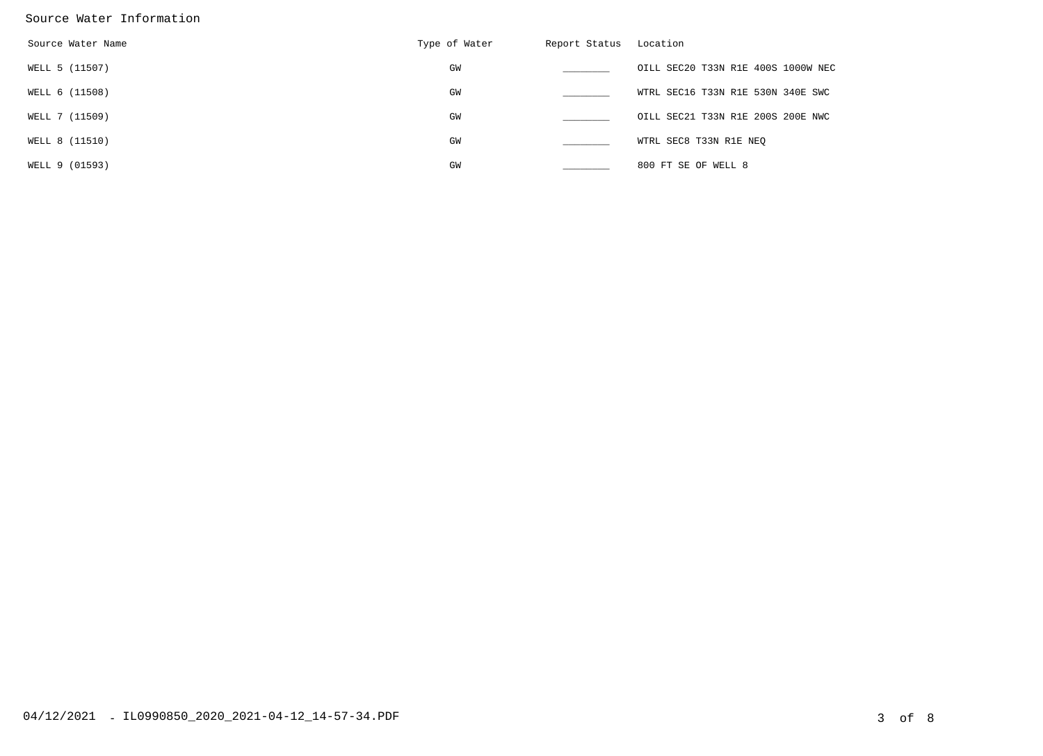## Source Water Information

| Source Water Name | Type of Water | Report Status | Location |
|---|---|---|---|
| WELL 5 (11507) | GW | ________ | OILL SEC20 T33N R1E 400S 1000W NEC |
| WELL 6 (11508) | GW | ________ | WTRL SEC16 T33N R1E 530N 340E SWC |
| WELL 7 (11509) | GW | ________ | OILL SEC21 T33N R1E 200S 200E NWC |
| WELL 8 (11510) | GW | ________ | WTRL SEC8 T33N R1E NEQ |
| WELL 9 (01593) | GW | ________ | 800 FT SE OF WELL 8 |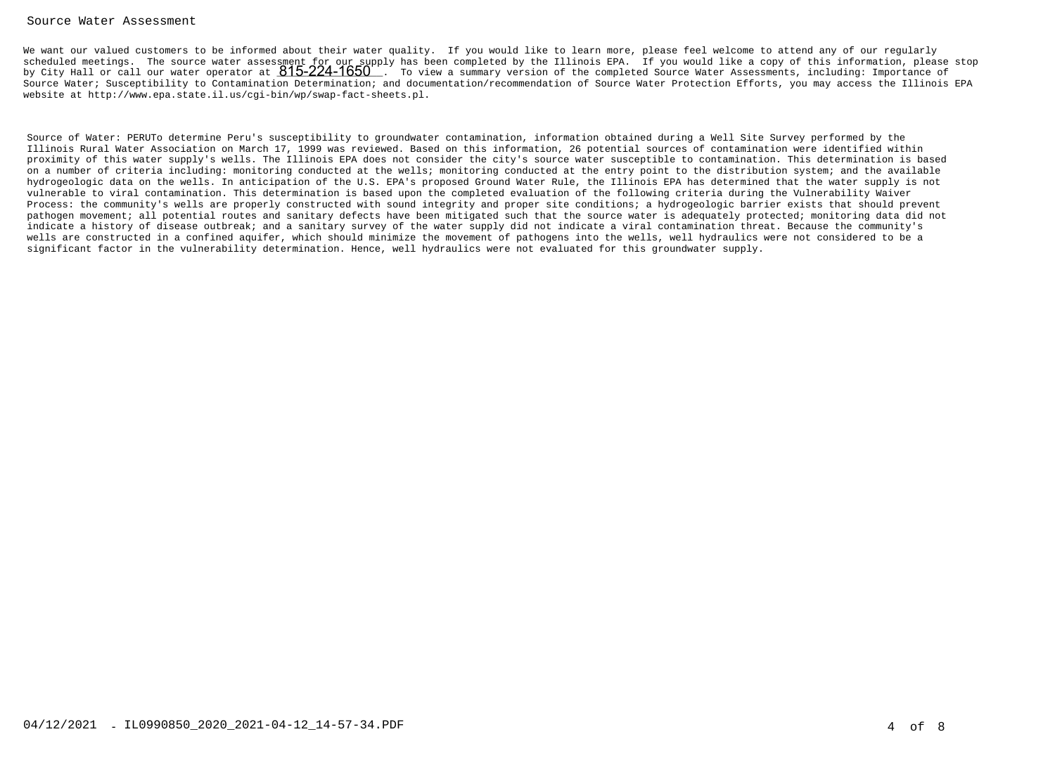## Source Water Assessment

We want our valued customers to be informed about their water quality. If you would like to learn more, please feel welcome to attend any of our regularly scheduled meetings. The source water assessment for our supply has been completed by the Illinois EPA. If you would like a copy of this information, please stop by City Hall or call our water operator at 815-224-1650. To view a summary version of the completed Source Water Assessments, including: Importance of Source Water; Susceptibility to Contamination Determination; and documentation/recommendation of Source Water Protection Efforts, you may access the Illinois EPA website at http://www.epa.state.il.us/cgi-bin/wp/swap-fact-sheets.pl.

Source of Water: PERUTo determine Peru's susceptibility to groundwater contamination, information obtained during a Well Site Survey performed by the Illinois Rural Water Association on March 17, 1999 was reviewed. Based on this information, 26 potential sources of contamination were identified within proximity of this water supply's wells. The Illinois EPA does not consider the city's source water susceptible to contamination. This determination is based on a number of criteria including: monitoring conducted at the wells; monitoring conducted at the entry point to the distribution system; and the available hydrogeologic data on the wells. In anticipation of the U.S. EPA's proposed Ground Water Rule, the Illinois EPA has determined that the water supply is not vulnerable to viral contamination. This determination is based upon the completed evaluation of the following criteria during the Vulnerability Waiver Process: the community's wells are properly constructed with sound integrity and proper site conditions; a hydrogeologic barrier exists that should prevent pathogen movement; all potential routes and sanitary defects have been mitigated such that the source water is adequately protected; monitoring data did not indicate a history of disease outbreak; and a sanitary survey of the water supply did not indicate a viral contamination threat. Because the community's wells are constructed in a confined aquifer, which should minimize the movement of pathogens into the wells, well hydraulics were not considered to be a significant factor in the vulnerability determination. Hence, well hydraulics were not evaluated for this groundwater supply.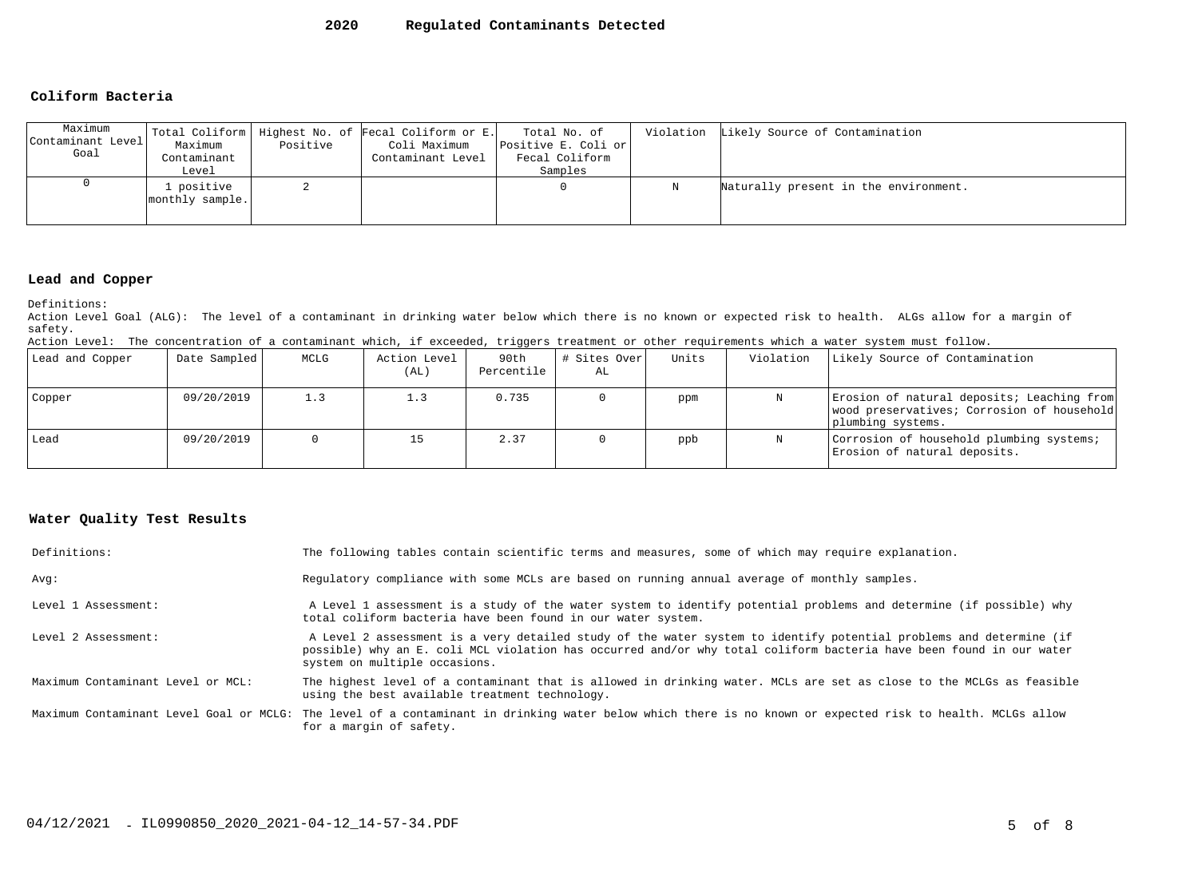# 2020 Regulated Contaminants Detected

## Coliform Bacteria

| Maximum Contaminant Level Goal | Total Coliform Maximum Contaminant Level | Highest No. of Positive | Fecal Coliform or E. Coli Maximum Contaminant Level | Total No. of Positive E. Coli or Fecal Coliform Samples | Violation | Likely Source of Contamination |
|---|---|---|---|---|---|---|
| 0 | 1 positive monthly sample. | 2 | | 0 | N | Naturally present in the environment. |

## Lead and Copper

Definitions:

Action Level Goal (ALG): The level of a contaminant in drinking water below which there is no known or expected risk to health. ALGs allow for a margin of safety.

Action Level: The concentration of a contaminant which, if exceeded, triggers treatment or other requirements which a water system must follow.

| Lead and Copper | Date Sampled | MCLG | Action Level (AL) | 90th Percentile | # Sites Over AL | Units | Violation | Likely Source of Contamination |
|---|---|---|---|---|---|---|---|---|
| Copper | 09/20/2019 | 1.3 | 1.3 | 0.735 | 0 | ppm | N | Erosion of natural deposits; Leaching from wood preservatives; Corrosion of household plumbing systems. |
| Lead | 09/20/2019 | 0 | 15 | 2.37 | 0 | ppb | N | Corrosion of household plumbing systems; Erosion of natural deposits. |

## Water Quality Test Results

| | |
|---|---|
| Definitions: | The following tables contain scientific terms and measures, some of which may require explanation. |
| Avg: | Regulatory compliance with some MCLs are based on running annual average of monthly samples. |
| Level 1 Assessment: | A Level 1 assessment is a study of the water system to identify potential problems and determine (if possible) why total coliform bacteria have been found in our water system. |
| Level 2 Assessment: | A Level 2 assessment is a very detailed study of the water system to identify potential problems and determine (if possible) why an E. coli MCL violation has occurred and/or why total coliform bacteria have been found in our water system on multiple occasions. |
| Maximum Contaminant Level or MCL: | The highest level of a contaminant that is allowed in drinking water. MCLs are set as close to the MCLGs as feasible using the best available treatment technology. |
| Maximum Contaminant Level Goal or MCLG: | The level of a contaminant in drinking water below which there is no known or expected risk to health. MCLGs allow for a margin of safety. |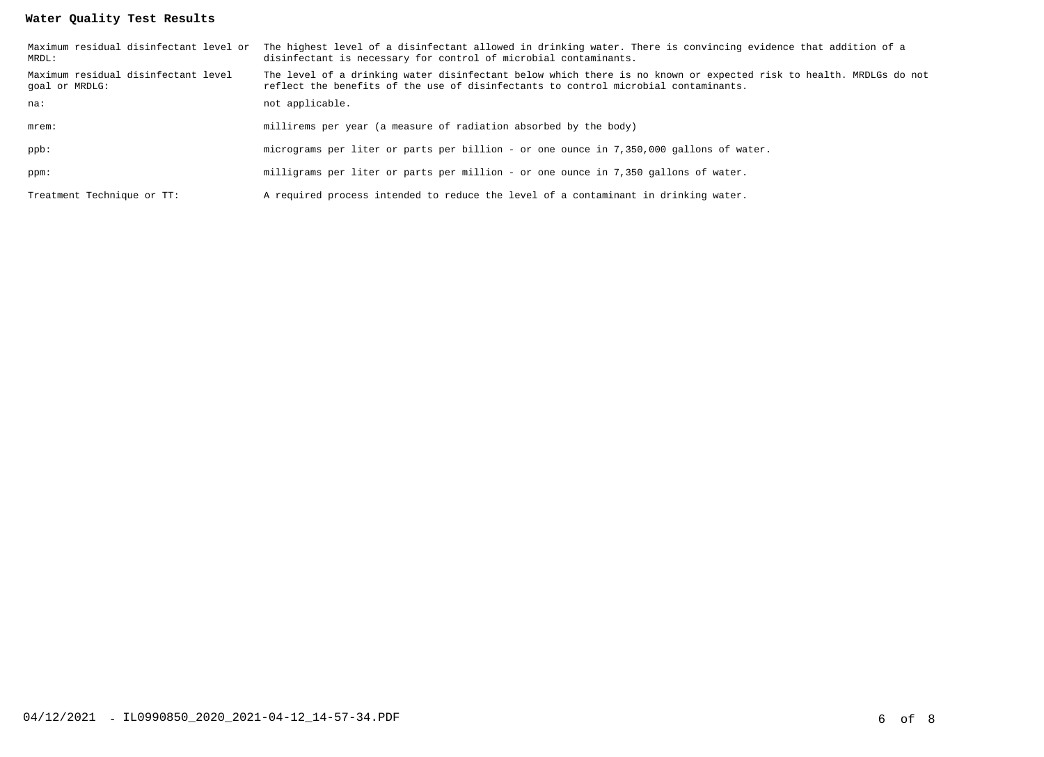**Water Quality Test Results**

| | |
|---|---|
| Maximum residual disinfectant level or MRDL: | The highest level of a disinfectant allowed in drinking water. There is convincing evidence that addition of a disinfectant is necessary for control of microbial contaminants. |
| Maximum residual disinfectant level goal or MRDLG: | The level of a drinking water disinfectant below which there is no known or expected risk to health. MRDLGs do not reflect the benefits of the use of disinfectants to control microbial contaminants. |
| na: | not applicable. |
| mrem: | millirems per year (a measure of radiation absorbed by the body) |
| ppb: | micrograms per liter or parts per billion - or one ounce in 7,350,000 gallons of water. |
| ppm: | milligrams per liter or parts per million - or one ounce in 7,350 gallons of water. |
| Treatment Technique or TT: | A required process intended to reduce the level of a contaminant in drinking water. |

04/12/2021 - IL0990850_2020_2021-04-12_14-57-34.PDF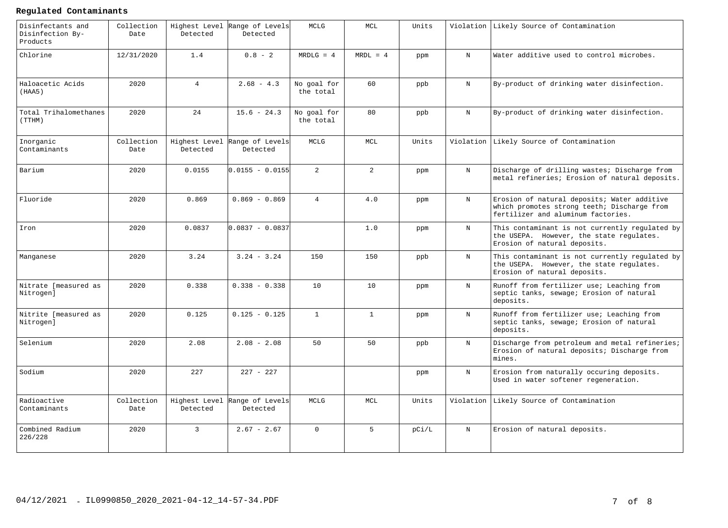**Regulated Contaminants**

| Disinfectants and Disinfection By-Products | Collection Date | Highest Level Detected | Range of Levels Detected | MCLG | MCL | Units | Violation | Likely Source of Contamination |
|---|---|---|---|---|---|---|---|---|
| Chlorine | 12/31/2020 | 1.4 | 0.8 - 2 | MRDLG = 4 | MRDL = 4 | ppm | N | Water additive used to control microbes. |
| Haloacetic Acids (HAA5) | 2020 | 4 | 2.68 - 4.3 | No goal for the total | 60 | ppb | N | By-product of drinking water disinfection. |
| Total Trihalomethanes (TTHM) | 2020 | 24 | 15.6 - 24.3 | No goal for the total | 80 | ppb | N | By-product of drinking water disinfection. |
| **Inorganic Contaminants** | **Collection Date** | **Highest Level Detected** | **Range of Levels Detected** | **MCLG** | **MCL** | **Units** | **Violation** | **Likely Source of Contamination** |
| Barium | 2020 | 0.0155 | 0.0155 - 0.0155 | 2 | 2 | ppm | N | Discharge of drilling wastes; Discharge from metal refineries; Erosion of natural deposits. |
| Fluoride | 2020 | 0.869 | 0.869 - 0.869 | 4 | 4.0 | ppm | N | Erosion of natural deposits; Water additive which promotes strong teeth; Discharge from fertilizer and aluminum factories. |
| Iron | 2020 | 0.0837 | 0.0837 - 0.0837 | | 1.0 | ppm | N | This contaminant is not currently regulated by the USEPA. However, the state regulates. Erosion of natural deposits. |
| Manganese | 2020 | 3.24 | 3.24 - 3.24 | 150 | 150 | ppb | N | This contaminant is not currently regulated by the USEPA. However, the state regulates. Erosion of natural deposits. |
| Nitrate [measured as Nitrogen] | 2020 | 0.338 | 0.338 - 0.338 | 10 | 10 | ppm | N | Runoff from fertilizer use; Leaching from septic tanks, sewage; Erosion of natural deposits. |
| Nitrite [measured as Nitrogen] | 2020 | 0.125 | 0.125 - 0.125 | 1 | 1 | ppm | N | Runoff from fertilizer use; Leaching from septic tanks, sewage; Erosion of natural deposits. |
| Selenium | 2020 | 2.08 | 2.08 - 2.08 | 50 | 50 | ppb | N | Discharge from petroleum and metal refineries; Erosion of natural deposits; Discharge from mines. |
| Sodium | 2020 | 227 | 227 - 227 | | | ppm | N | Erosion from naturally occuring deposits. Used in water softener regeneration. |
| **Radioactive Contaminants** | **Collection Date** | **Highest Level Detected** | **Range of Levels Detected** | **MCLG** | **MCL** | **Units** | **Violation** | **Likely Source of Contamination** |
| Combined Radium 226/228 | 2020 | 3 | 2.67 - 2.67 | 0 | 5 | pCi/L | N | Erosion of natural deposits. |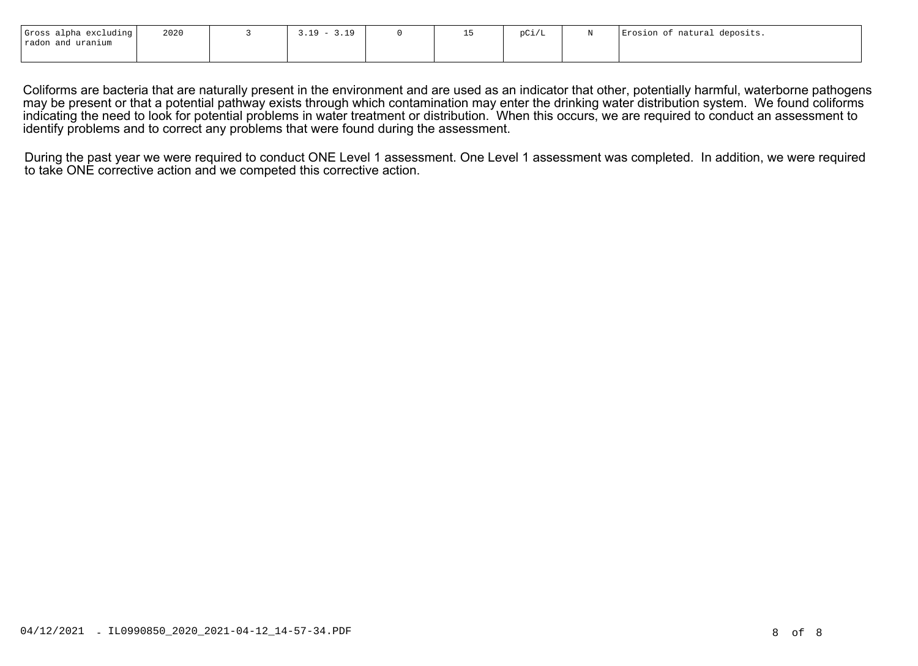| | | | | | | | | |
|---|---|---|---|---|---|---|---|---|
| Gross alpha excluding radon and uranium | 2020 | 3 | 3.19 - 3.19 | 0 | 15 | pCi/L | N | Erosion of natural deposits. |

Coliforms are bacteria that are naturally present in the environment and are used as an indicator that other, potentially harmful, waterborne pathogens may be present or that a potential pathway exists through which contamination may enter the drinking water distribution system. We found coliforms indicating the need to look for potential problems in water treatment or distribution. When this occurs, we are required to conduct an assessment to identify problems and to correct any problems that were found during the assessment.

During the past year we were required to conduct ONE Level 1 assessment. One Level 1 assessment was completed. In addition, we were required to take ONE corrective action and we competed this corrective action.